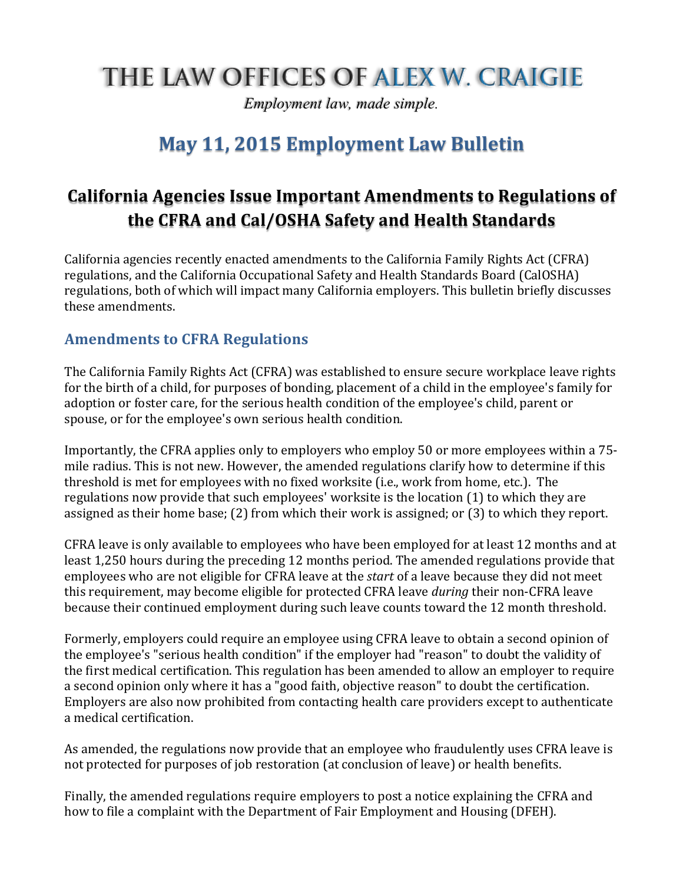# THE LAW OFFICES OF ALEX W. CRAIGIE

*Employment law, made simple.*

## May 11, 2015 Employment Law Bulletin

## California Agencies Issue Important Amendments to Regulations of the CFRA and Cal/OSHA Safety and Health Standards

California agencies recently enacted amendments to the California Family Rights Act (CFRA) regulations, and the California Occupational Safety and Health Standards Board (CalOSHA) regulations, both of which will impact many California employers. This bulletin briefly discusses these amendments.

### Amendments to CFRA Regulations

The California Family Rights Act (CFRA) was established to ensure secure workplace leave rights for the birth of a child, for purposes of bonding, placement of a child in the employee's family for adoption or foster care, for the serious health condition of the employee's child, parent or spouse, or for the employee's own serious health condition.

Importantly, the CFRA applies only to employers who employ 50 or more employees within a 75-mile radius. This is not new. However, the amended regulations clarify how to determine if this threshold is met for employees with no fixed worksite (i.e., work from home, etc.). The regulations now provide that such employees' worksite is the location (1) to which they are assigned as their home base; (2) from which their work is assigned; or (3) to which they report.

CFRA leave is only available to employees who have been employed for at least 12 months and at least 1,250 hours during the preceding 12 months period. The amended regulations provide that employees who are not eligible for CFRA leave at the *start* of a leave because they did not meet this requirement, may become eligible for protected CFRA leave *during* their non-CFRA leave because their continued employment during such leave counts toward the 12 month threshold.

Formerly, employers could require an employee using CFRA leave to obtain a second opinion of the employee's "serious health condition" if the employer had "reason" to doubt the validity of the first medical certification. This regulation has been amended to allow an employer to require a second opinion only where it has a "good faith, objective reason" to doubt the certification. Employers are also now prohibited from contacting health care providers except to authenticate a medical certification.

As amended, the regulations now provide that an employee who fraudulently uses CFRA leave is not protected for purposes of job restoration (at conclusion of leave) or health benefits.

Finally, the amended regulations require employers to post a notice explaining the CFRA and how to file a complaint with the Department of Fair Employment and Housing (DFEH).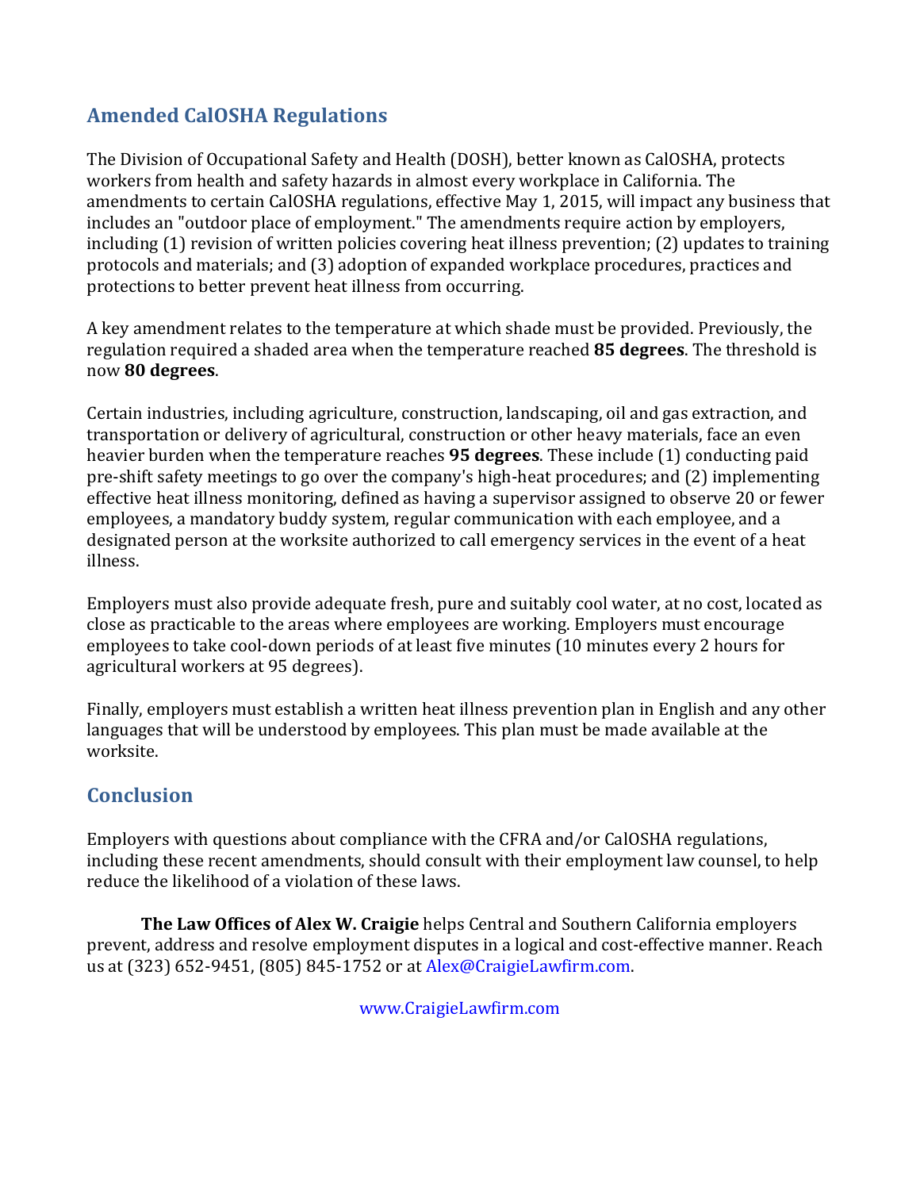## Amended CalOSHA Regulations

The Division of Occupational Safety and Health (DOSH), better known as CalOSHA, protects workers from health and safety hazards in almost every workplace in California. The amendments to certain CalOSHA regulations, effective May 1, 2015, will impact any business that includes an "outdoor place of employment." The amendments require action by employers, including (1) revision of written policies covering heat illness prevention; (2) updates to training protocols and materials; and (3) adoption of expanded workplace procedures, practices and protections to better prevent heat illness from occurring.

A key amendment relates to the temperature at which shade must be provided. Previously, the regulation required a shaded area when the temperature reached **85 degrees**. The threshold is now **80 degrees**.

Certain industries, including agriculture, construction, landscaping, oil and gas extraction, and transportation or delivery of agricultural, construction or other heavy materials, face an even heavier burden when the temperature reaches **95 degrees**. These include (1) conducting paid pre-shift safety meetings to go over the company's high-heat procedures; and (2) implementing effective heat illness monitoring, defined as having a supervisor assigned to observe 20 or fewer employees, a mandatory buddy system, regular communication with each employee, and a designated person at the worksite authorized to call emergency services in the event of a heat illness.

Employers must also provide adequate fresh, pure and suitably cool water, at no cost, located as close as practicable to the areas where employees are working. Employers must encourage employees to take cool-down periods of at least five minutes (10 minutes every 2 hours for agricultural workers at 95 degrees).

Finally, employers must establish a written heat illness prevention plan in English and any other languages that will be understood by employees. This plan must be made available at the worksite.

## Conclusion

Employers with questions about compliance with the CFRA and/or CalOSHA regulations, including these recent amendments, should consult with their employment law counsel, to help reduce the likelihood of a violation of these laws.

**The Law Offices of Alex W. Craigie** helps Central and Southern California employers prevent, address and resolve employment disputes in a logical and cost-effective manner. Reach us at (323) 652-9451, (805) 845-1752 or at Alex@CraigieLawfirm.com.

www.CraigieLawfirm.com